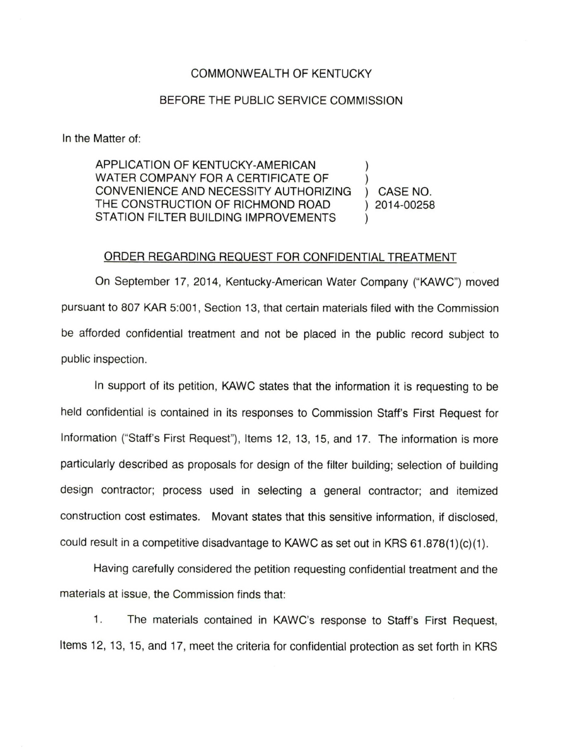COMMONWEALTH OF KENTUCKY

BEFORE THE PUBLIC SERVICE COMMISSION

In the Matter of:

| | | |
|---|---|---|
| APPLICATION OF KENTUCKY-AMERICAN WATER COMPANY FOR A CERTIFICATE OF CONVENIENCE AND NECESSITY AUTHORIZING THE CONSTRUCTION OF RICHMOND ROAD STATION FILTER BUILDING IMPROVEMENTS | ) | CASE NO. 2014-00258 |

ORDER REGARDING REQUEST FOR CONFIDENTIAL TREATMENT

On September 17, 2014, Kentucky-American Water Company ("KAWC") moved pursuant to 807 KAR 5:001, Section 13, that certain materials filed with the Commission be afforded confidential treatment and not be placed in the public record subject to public inspection.

In support of its petition, KAWC states that the information it is requesting to be held confidential is contained in its responses to Commission Staff's First Request for Information ("Staff's First Request"), Items 12, 13, 15, and 17. The information is more particularly described as proposals for design of the filter building; selection of building design contractor; process used in selecting a general contractor; and itemized construction cost estimates. Movant states that this sensitive information, if disclosed, could result in a competitive disadvantage to KAWC as set out in KRS 61.878(1)(c)(1).

Having carefully considered the petition requesting confidential treatment and the materials at issue, the Commission finds that:

1. The materials contained in KAWC's response to Staff's First Request, Items 12, 13, 15, and 17, meet the criteria for confidential protection as set forth in KRS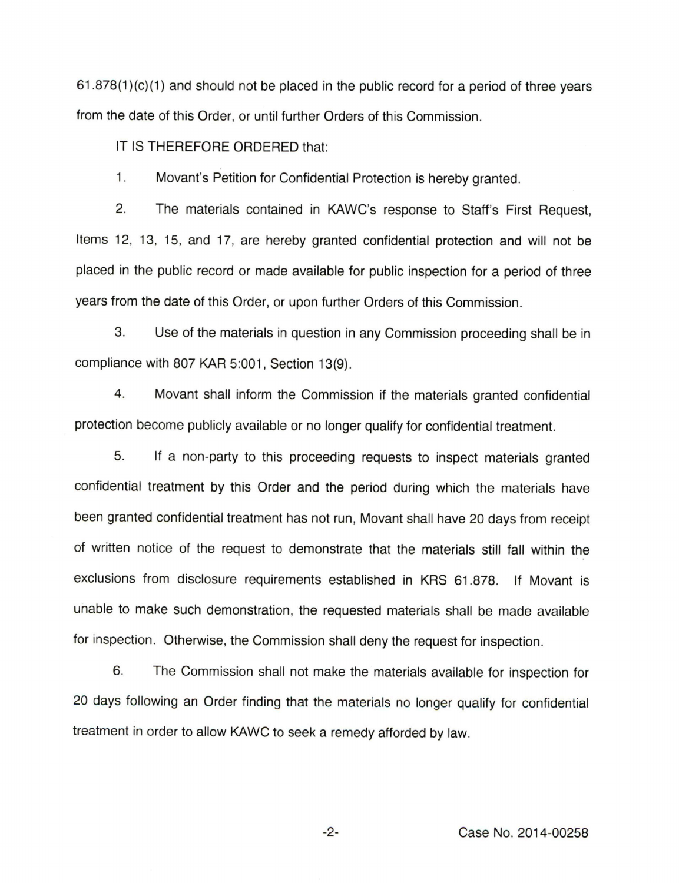61.878(1)(c)(1) and should not be placed in the public record for a period of three years from the date of this Order, or until further Orders of this Commission.

IT IS THEREFORE ORDERED that:

1. Movant's Petition for Confidential Protection is hereby granted.

2. The materials contained in KAWC's response to Staff's First Request, Items 12, 13, 15, and 17, are hereby granted confidential protection and will not be placed in the public record or made available for public inspection for a period of three years from the date of this Order, or upon further Orders of this Commission.

3. Use of the materials in question in any Commission proceeding shall be in compliance with 807 KAR 5:001, Section 13(9).

4. Movant shall inform the Commission if the materials granted confidential protection become publicly available or no longer qualify for confidential treatment.

5. If a non-party to this proceeding requests to inspect materials granted confidential treatment by this Order and the period during which the materials have been granted confidential treatment has not run, Movant shall have 20 days from receipt of written notice of the request to demonstrate that the materials still fall within the exclusions from disclosure requirements established in KRS 61.878. If Movant is unable to make such demonstration, the requested materials shall be made available for inspection. Otherwise, the Commission shall deny the request for inspection.

6. The Commission shall not make the materials available for inspection for 20 days following an Order finding that the materials no longer qualify for confidential treatment in order to allow KAWC to seek a remedy afforded by law.

Case No. 2014-00258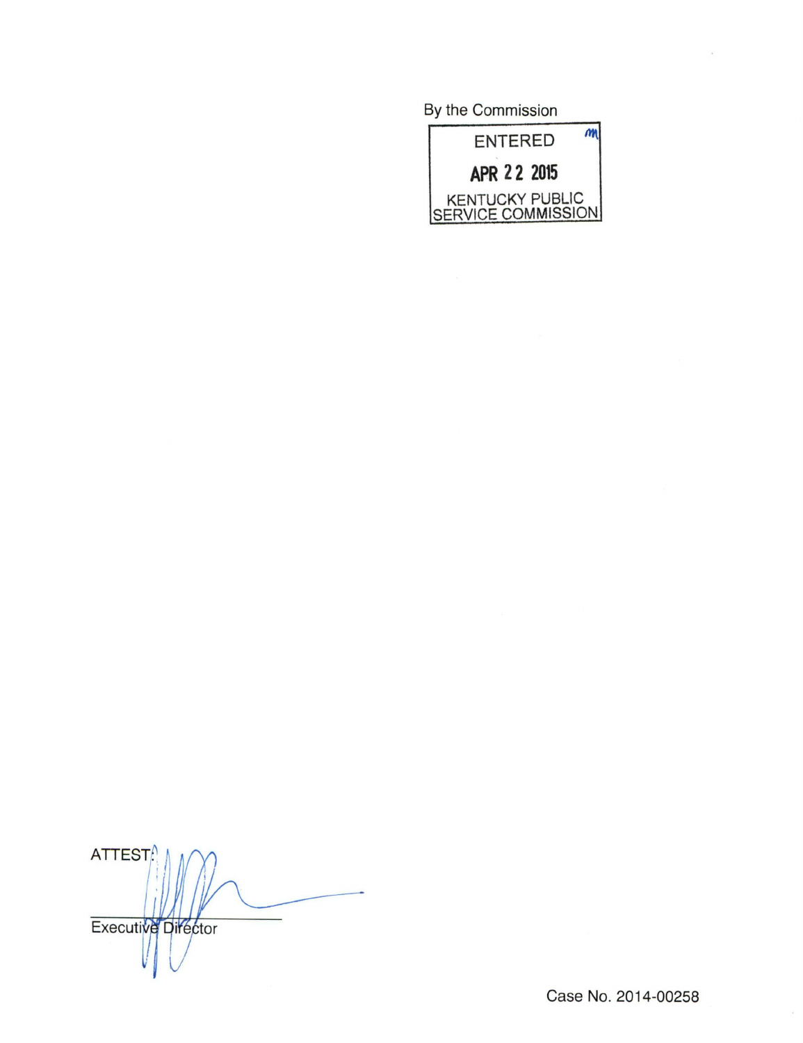By the Commission

ENTERED

APR 22 2015

KENTUCKY PUBLIC SERVICE COMMISSION

ATTEST:

Executive Director

Case No. 2014-00258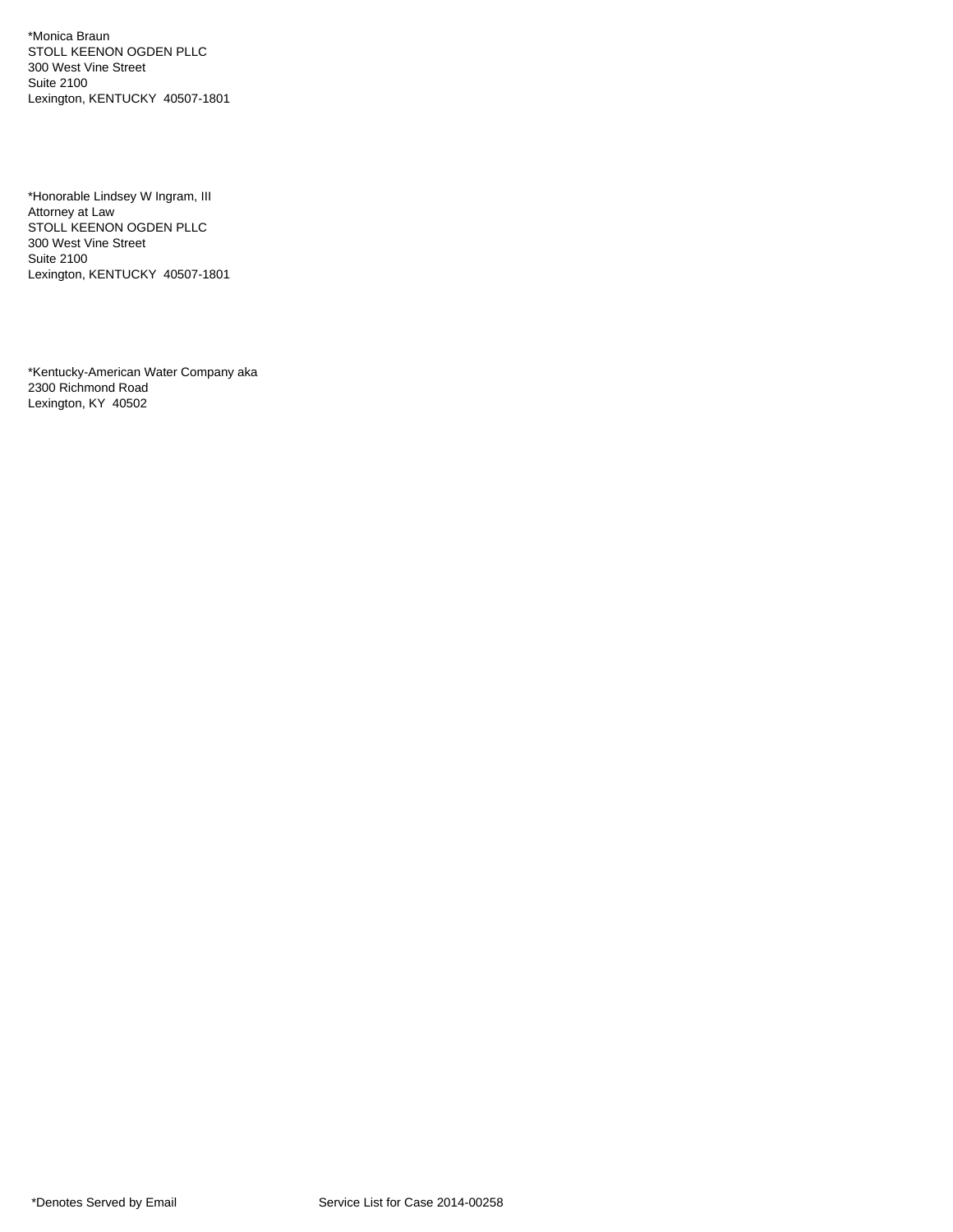*Monica Braun
STOLL KEENON OGDEN PLLC
300 West Vine Street
Suite 2100
Lexington, KENTUCKY 40507-1801

*Honorable Lindsey W Ingram, III
Attorney at Law
STOLL KEENON OGDEN PLLC
300 West Vine Street
Suite 2100
Lexington, KENTUCKY 40507-1801

*Kentucky-American Water Company aka
2300 Richmond Road
Lexington, KY 40502